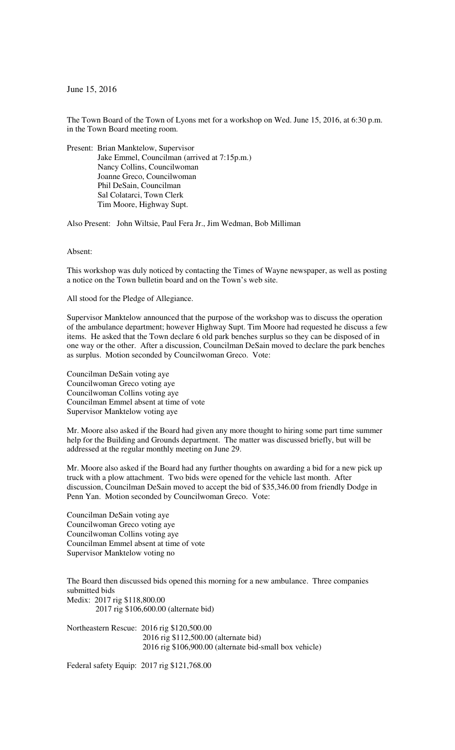June 15, 2016

The Town Board of the Town of Lyons met for a workshop on Wed. June 15, 2016, at 6:30 p.m. in the Town Board meeting room.

Present: Brian Manktelow, Supervisor
Jake Emmel, Councilman (arrived at 7:15p.m.)
Nancy Collins, Councilwoman
Joanne Greco, Councilwoman
Phil DeSain, Councilman
Sal Colatarci, Town Clerk
Tim Moore, Highway Supt.

Also Present: John Wiltsie, Paul Fera Jr., Jim Wedman, Bob Milliman

Absent:

This workshop was duly noticed by contacting the Times of Wayne newspaper, as well as posting a notice on the Town bulletin board and on the Town's web site.

All stood for the Pledge of Allegiance.

Supervisor Manktelow announced that the purpose of the workshop was to discuss the operation of the ambulance department; however Highway Supt. Tim Moore had requested he discuss a few items. He asked that the Town declare 6 old park benches surplus so they can be disposed of in one way or the other. After a discussion, Councilman DeSain moved to declare the park benches as surplus. Motion seconded by Councilwoman Greco. Vote:

Councilman DeSain voting aye
Councilwoman Greco voting aye
Councilwoman Collins voting aye
Councilman Emmel absent at time of vote
Supervisor Manktelow voting aye

Mr. Moore also asked if the Board had given any more thought to hiring some part time summer help for the Building and Grounds department. The matter was discussed briefly, but will be addressed at the regular monthly meeting on June 29.

Mr. Moore also asked if the Board had any further thoughts on awarding a bid for a new pick up truck with a plow attachment. Two bids were opened for the vehicle last month. After discussion, Councilman DeSain moved to accept the bid of $35,346.00 from friendly Dodge in Penn Yan. Motion seconded by Councilwoman Greco. Vote:

Councilman DeSain voting aye
Councilwoman Greco voting aye
Councilwoman Collins voting aye
Councilman Emmel absent at time of vote
Supervisor Manktelow voting no

The Board then discussed bids opened this morning for a new ambulance. Three companies submitted bids

Medix: 2017 rig $118,800.00
2017 rig $106,600.00 (alternate bid)

Northeastern Rescue: 2016 rig $120,500.00
2016 rig $112,500.00 (alternate bid)
2016 rig $106,900.00 (alternate bid-small box vehicle)

Federal safety Equip: 2017 rig $121,768.00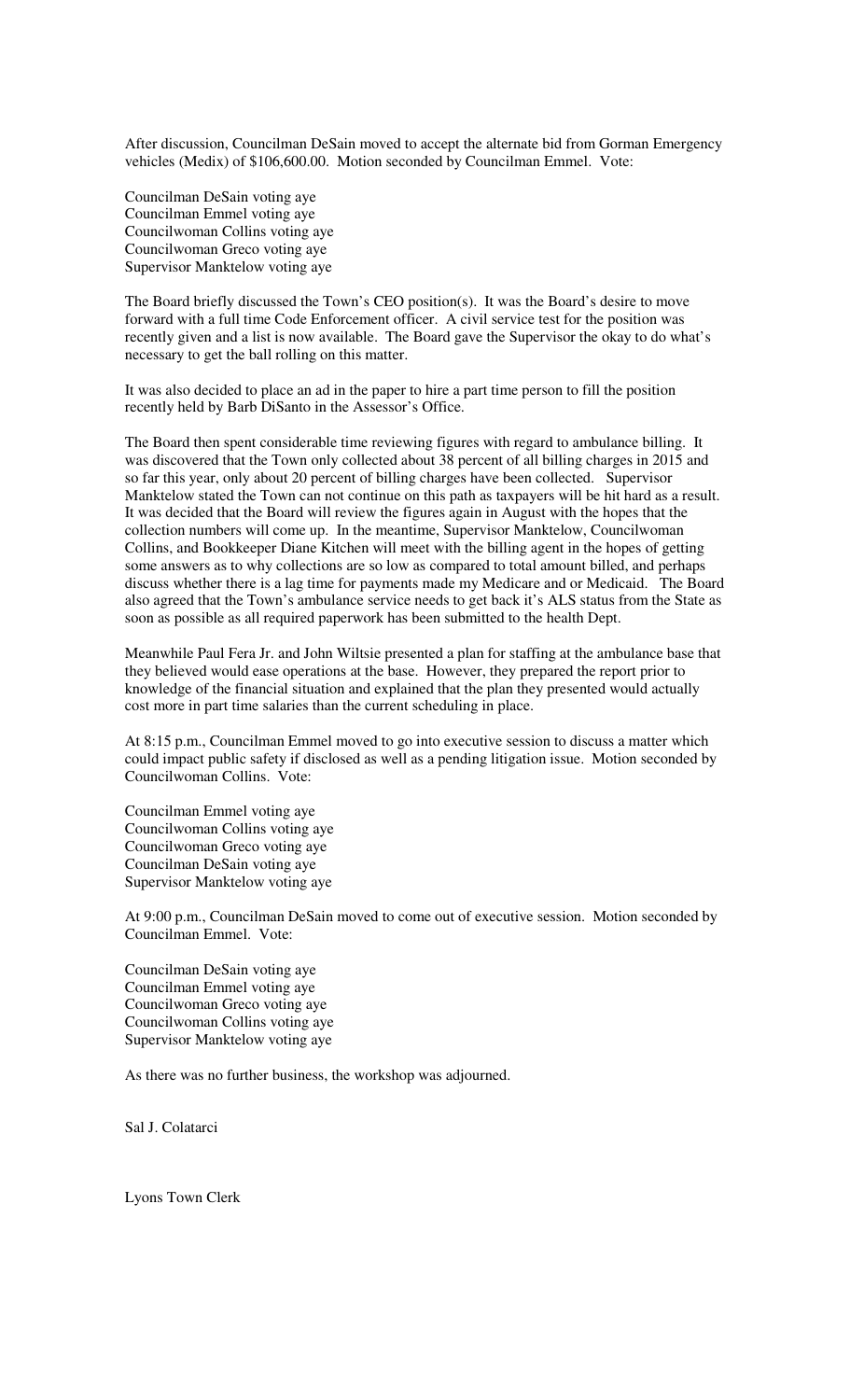After discussion, Councilman DeSain moved to accept the alternate bid from Gorman Emergency vehicles (Medix) of $106,600.00. Motion seconded by Councilman Emmel. Vote:

Councilman DeSain voting aye
Councilman Emmel voting aye
Councilwoman Collins voting aye
Councilwoman Greco voting aye
Supervisor Manktelow voting aye

The Board briefly discussed the Town's CEO position(s). It was the Board's desire to move forward with a full time Code Enforcement officer. A civil service test for the position was recently given and a list is now available. The Board gave the Supervisor the okay to do what's necessary to get the ball rolling on this matter.

It was also decided to place an ad in the paper to hire a part time person to fill the position recently held by Barb DiSanto in the Assessor's Office.

The Board then spent considerable time reviewing figures with regard to ambulance billing. It was discovered that the Town only collected about 38 percent of all billing charges in 2015 and so far this year, only about 20 percent of billing charges have been collected. Supervisor Manktelow stated the Town can not continue on this path as taxpayers will be hit hard as a result. It was decided that the Board will review the figures again in August with the hopes that the collection numbers will come up. In the meantime, Supervisor Manktelow, Councilwoman Collins, and Bookkeeper Diane Kitchen will meet with the billing agent in the hopes of getting some answers as to why collections are so low as compared to total amount billed, and perhaps discuss whether there is a lag time for payments made my Medicare and or Medicaid. The Board also agreed that the Town's ambulance service needs to get back it's ALS status from the State as soon as possible as all required paperwork has been submitted to the health Dept.

Meanwhile Paul Fera Jr. and John Wiltsie presented a plan for staffing at the ambulance base that they believed would ease operations at the base. However, they prepared the report prior to knowledge of the financial situation and explained that the plan they presented would actually cost more in part time salaries than the current scheduling in place.

At 8:15 p.m., Councilman Emmel moved to go into executive session to discuss a matter which could impact public safety if disclosed as well as a pending litigation issue. Motion seconded by Councilwoman Collins. Vote:

Councilman Emmel voting aye
Councilwoman Collins voting aye
Councilwoman Greco voting aye
Councilman DeSain voting aye
Supervisor Manktelow voting aye

At 9:00 p.m., Councilman DeSain moved to come out of executive session. Motion seconded by Councilman Emmel. Vote:

Councilman DeSain voting aye
Councilman Emmel voting aye
Councilwoman Greco voting aye
Councilwoman Collins voting aye
Supervisor Manktelow voting aye

As there was no further business, the workshop was adjourned.

Sal J. Colatarci

Lyons Town Clerk